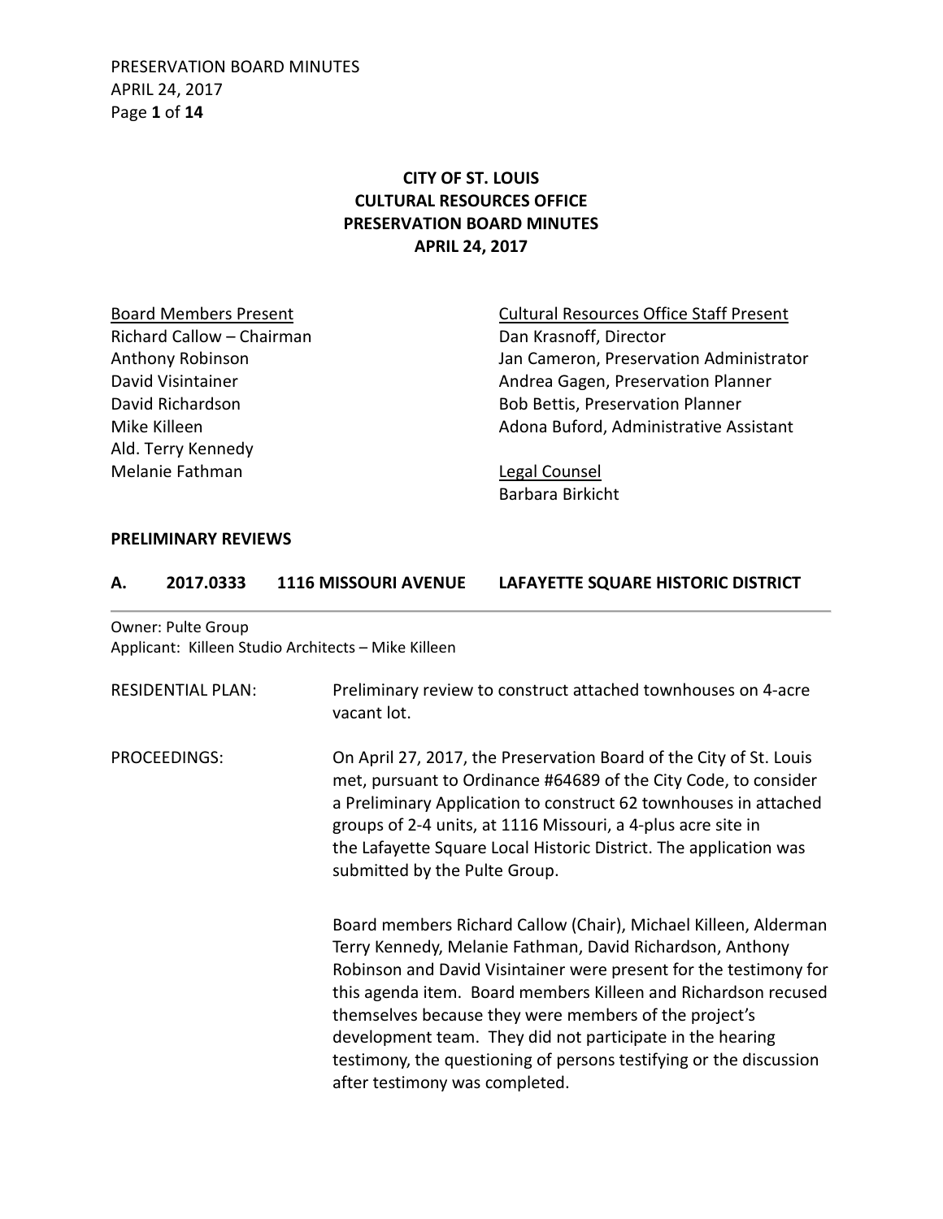# CITY OF ST. LOUIS
# CULTURAL RESOURCES OFFICE
# PRESERVATION BOARD MINUTES
# APRIL 24, 2017

<u>Board Members Present</u>
Richard Callow – Chairman
Anthony Robinson
David Visintainer
David Richardson
Mike Killeen
Ald. Terry Kennedy
Melanie Fathman

<u>Cultural Resources Office Staff Present</u>
Dan Krasnoff, Director
Jan Cameron, Preservation Administrator
Andrea Gagen, Preservation Planner
Bob Bettis, Preservation Planner
Adona Buford, Administrative Assistant

<u>Legal Counsel</u>
Barbara Birkicht

## PRELIMINARY REVIEWS

### A. 2017.0333 1116 MISSOURI AVENUE LAFAYETTE SQUARE HISTORIC DISTRICT

Owner: Pulte Group
Applicant: Killeen Studio Architects – Mike Killeen

RESIDENTIAL PLAN: Preliminary review to construct attached townhouses on 4-acre vacant lot.

PROCEEDINGS: On April 27, 2017, the Preservation Board of the City of St. Louis met, pursuant to Ordinance #64689 of the City Code, to consider a Preliminary Application to construct 62 townhouses in attached groups of 2-4 units, at 1116 Missouri, a 4-plus acre site in the Lafayette Square Local Historic District. The application was submitted by the Pulte Group.

Board members Richard Callow (Chair), Michael Killeen, Alderman Terry Kennedy, Melanie Fathman, David Richardson, Anthony Robinson and David Visintainer were present for the testimony for this agenda item. Board members Killeen and Richardson recused themselves because they were members of the project's development team. They did not participate in the hearing testimony, the questioning of persons testifying or the discussion after testimony was completed.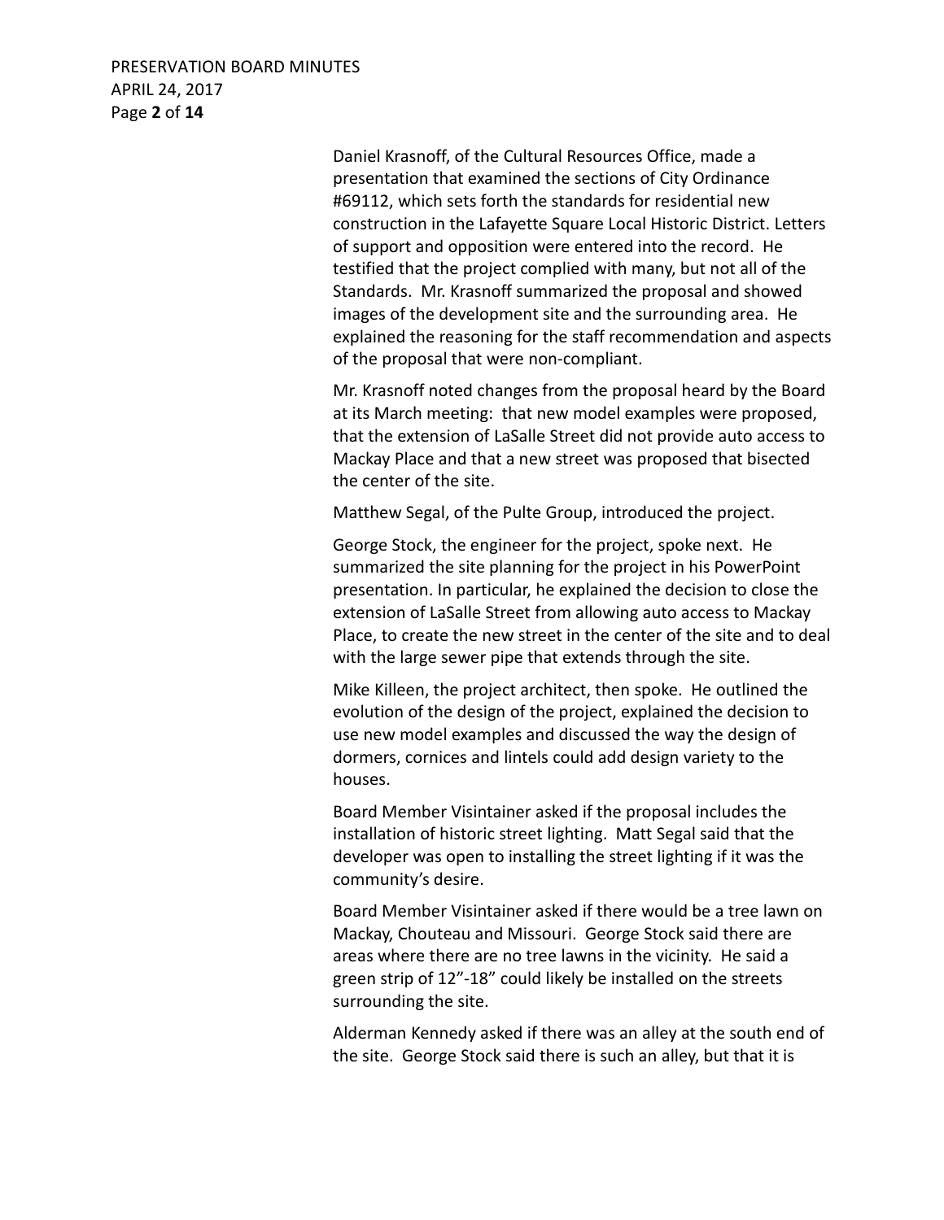Daniel Krasnoff, of the Cultural Resources Office, made a presentation that examined the sections of City Ordinance #69112, which sets forth the standards for residential new construction in the Lafayette Square Local Historic District. Letters of support and opposition were entered into the record. He testified that the project complied with many, but not all of the Standards. Mr. Krasnoff summarized the proposal and showed images of the development site and the surrounding area. He explained the reasoning for the staff recommendation and aspects of the proposal that were non-compliant.

Mr. Krasnoff noted changes from the proposal heard by the Board at its March meeting: that new model examples were proposed, that the extension of LaSalle Street did not provide auto access to Mackay Place and that a new street was proposed that bisected the center of the site.

Matthew Segal, of the Pulte Group, introduced the project.

George Stock, the engineer for the project, spoke next. He summarized the site planning for the project in his PowerPoint presentation. In particular, he explained the decision to close the extension of LaSalle Street from allowing auto access to Mackay Place, to create the new street in the center of the site and to deal with the large sewer pipe that extends through the site.

Mike Killeen, the project architect, then spoke. He outlined the evolution of the design of the project, explained the decision to use new model examples and discussed the way the design of dormers, cornices and lintels could add design variety to the houses.

Board Member Visintainer asked if the proposal includes the installation of historic street lighting. Matt Segal said that the developer was open to installing the street lighting if it was the community's desire.

Board Member Visintainer asked if there would be a tree lawn on Mackay, Chouteau and Missouri. George Stock said there are areas where there are no tree lawns in the vicinity. He said a green strip of 12"-18" could likely be installed on the streets surrounding the site.

Alderman Kennedy asked if there was an alley at the south end of the site. George Stock said there is such an alley, but that it is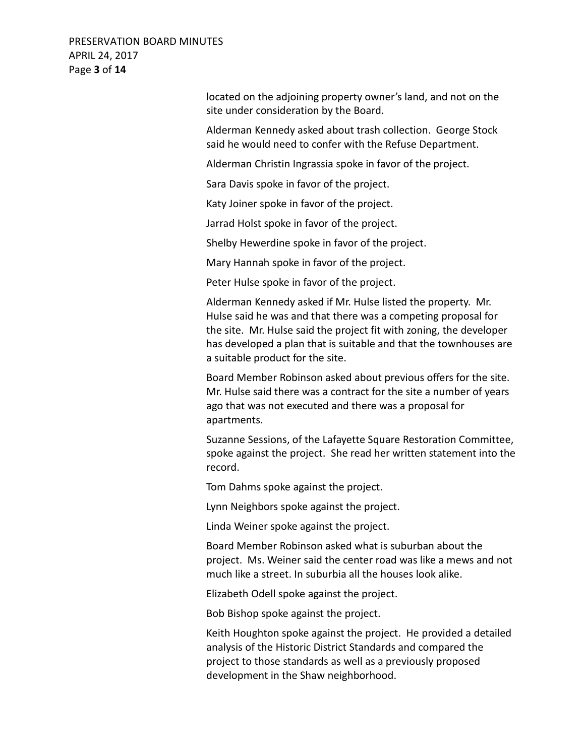located on the adjoining property owner's land, and not on the site under consideration by the Board.

Alderman Kennedy asked about trash collection. George Stock said he would need to confer with the Refuse Department.

Alderman Christin Ingrassia spoke in favor of the project.

Sara Davis spoke in favor of the project.

Katy Joiner spoke in favor of the project.

Jarrad Holst spoke in favor of the project.

Shelby Hewerdine spoke in favor of the project.

Mary Hannah spoke in favor of the project.

Peter Hulse spoke in favor of the project.

Alderman Kennedy asked if Mr. Hulse listed the property. Mr. Hulse said he was and that there was a competing proposal for the site. Mr. Hulse said the project fit with zoning, the developer has developed a plan that is suitable and that the townhouses are a suitable product for the site.

Board Member Robinson asked about previous offers for the site. Mr. Hulse said there was a contract for the site a number of years ago that was not executed and there was a proposal for apartments.

Suzanne Sessions, of the Lafayette Square Restoration Committee, spoke against the project. She read her written statement into the record.

Tom Dahms spoke against the project.

Lynn Neighbors spoke against the project.

Linda Weiner spoke against the project.

Board Member Robinson asked what is suburban about the project. Ms. Weiner said the center road was like a mews and not much like a street. In suburbia all the houses look alike.

Elizabeth Odell spoke against the project.

Bob Bishop spoke against the project.

Keith Houghton spoke against the project. He provided a detailed analysis of the Historic District Standards and compared the project to those standards as well as a previously proposed development in the Shaw neighborhood.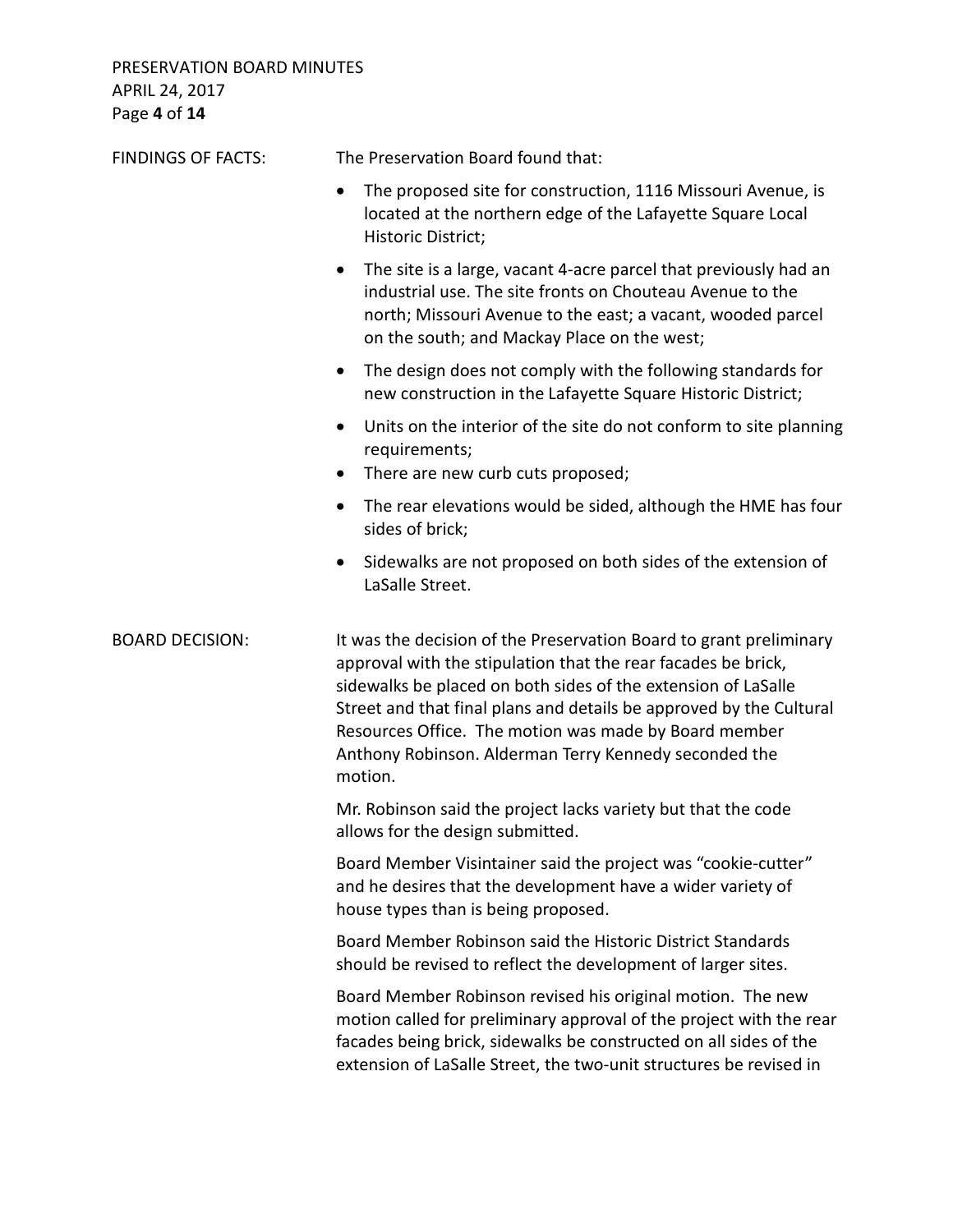**FINDINGS OF FACTS:** The Preservation Board found that:

- The proposed site for construction, 1116 Missouri Avenue, is located at the northern edge of the Lafayette Square Local Historic District;
- The site is a large, vacant 4-acre parcel that previously had an industrial use. The site fronts on Chouteau Avenue to the north; Missouri Avenue to the east; a vacant, wooded parcel on the south; and Mackay Place on the west;
- The design does not comply with the following standards for new construction in the Lafayette Square Historic District;
- Units on the interior of the site do not conform to site planning requirements;
- There are new curb cuts proposed;
- The rear elevations would be sided, although the HME has four sides of brick;
- Sidewalks are not proposed on both sides of the extension of LaSalle Street.

**BOARD DECISION:** It was the decision of the Preservation Board to grant preliminary approval with the stipulation that the rear facades be brick, sidewalks be placed on both sides of the extension of LaSalle Street and that final plans and details be approved by the Cultural Resources Office. The motion was made by Board member Anthony Robinson. Alderman Terry Kennedy seconded the motion.

Mr. Robinson said the project lacks variety but that the code allows for the design submitted.

Board Member Visintainer said the project was "cookie-cutter" and he desires that the development have a wider variety of house types than is being proposed.

Board Member Robinson said the Historic District Standards should be revised to reflect the development of larger sites.

Board Member Robinson revised his original motion. The new motion called for preliminary approval of the project with the rear facades being brick, sidewalks be constructed on all sides of the extension of LaSalle Street, the two-unit structures be revised in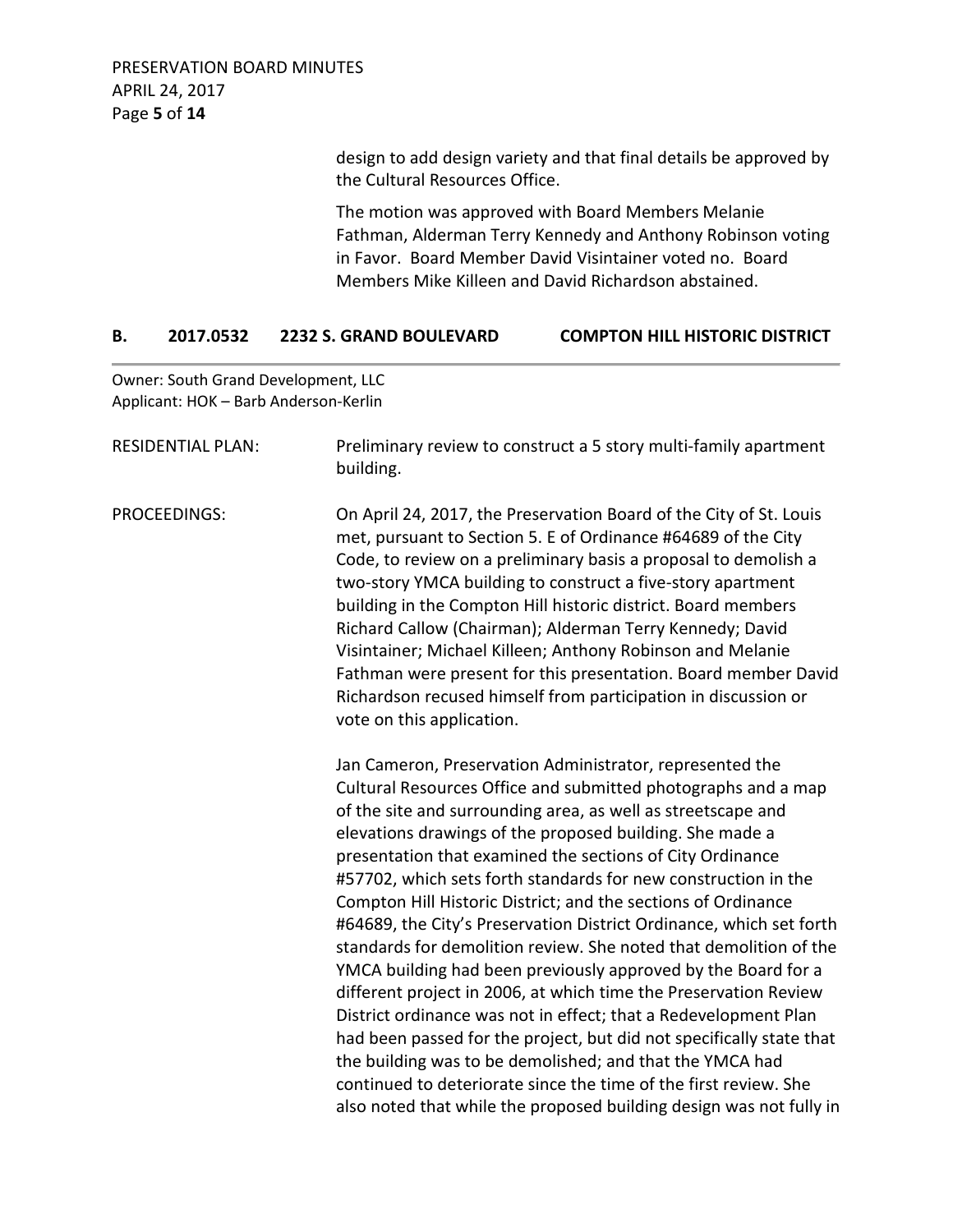design to add design variety and that final details be approved by the Cultural Resources Office.

The motion was approved with Board Members Melanie Fathman, Alderman Terry Kennedy and Anthony Robinson voting in Favor. Board Member David Visintainer voted no. Board Members Mike Killeen and David Richardson abstained.

## B. 2017.0532 2232 S. GRAND BOULEVARD COMPTON HILL HISTORIC DISTRICT

Owner: South Grand Development, LLC
Applicant: HOK – Barb Anderson-Kerlin

RESIDENTIAL PLAN: Preliminary review to construct a 5 story multi-family apartment building.

PROCEEDINGS: On April 24, 2017, the Preservation Board of the City of St. Louis met, pursuant to Section 5. E of Ordinance #64689 of the City Code, to review on a preliminary basis a proposal to demolish a two-story YMCA building to construct a five-story apartment building in the Compton Hill historic district. Board members Richard Callow (Chairman); Alderman Terry Kennedy; David Visintainer; Michael Killeen; Anthony Robinson and Melanie Fathman were present for this presentation. Board member David Richardson recused himself from participation in discussion or vote on this application.

Jan Cameron, Preservation Administrator, represented the Cultural Resources Office and submitted photographs and a map of the site and surrounding area, as well as streetscape and elevations drawings of the proposed building. She made a presentation that examined the sections of City Ordinance #57702, which sets forth standards for new construction in the Compton Hill Historic District; and the sections of Ordinance #64689, the City's Preservation District Ordinance, which set forth standards for demolition review. She noted that demolition of the YMCA building had been previously approved by the Board for a different project in 2006, at which time the Preservation Review District ordinance was not in effect; that a Redevelopment Plan had been passed for the project, but did not specifically state that the building was to be demolished; and that the YMCA had continued to deteriorate since the time of the first review. She also noted that while the proposed building design was not fully in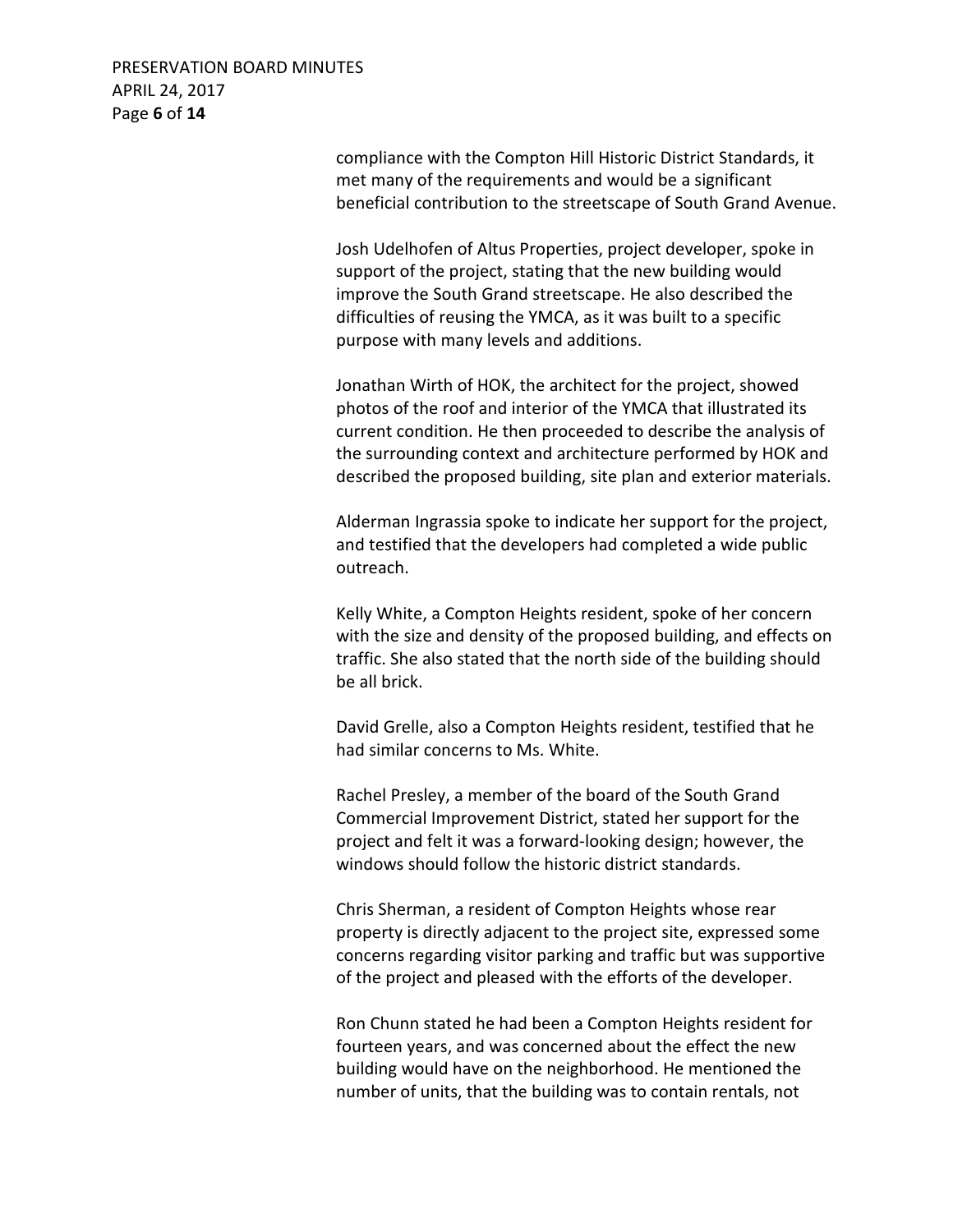compliance with the Compton Hill Historic District Standards, it met many of the requirements and would be a significant beneficial contribution to the streetscape of South Grand Avenue.

Josh Udelhofen of Altus Properties, project developer, spoke in support of the project, stating that the new building would improve the South Grand streetscape. He also described the difficulties of reusing the YMCA, as it was built to a specific purpose with many levels and additions.

Jonathan Wirth of HOK, the architect for the project, showed photos of the roof and interior of the YMCA that illustrated its current condition. He then proceeded to describe the analysis of the surrounding context and architecture performed by HOK and described the proposed building, site plan and exterior materials.

Alderman Ingrassia spoke to indicate her support for the project, and testified that the developers had completed a wide public outreach.

Kelly White, a Compton Heights resident, spoke of her concern with the size and density of the proposed building, and effects on traffic. She also stated that the north side of the building should be all brick.

David Grelle, also a Compton Heights resident, testified that he had similar concerns to Ms. White.

Rachel Presley, a member of the board of the South Grand Commercial Improvement District, stated her support for the project and felt it was a forward-looking design; however, the windows should follow the historic district standards.

Chris Sherman, a resident of Compton Heights whose rear property is directly adjacent to the project site, expressed some concerns regarding visitor parking and traffic but was supportive of the project and pleased with the efforts of the developer.

Ron Chunn stated he had been a Compton Heights resident for fourteen years, and was concerned about the effect the new building would have on the neighborhood. He mentioned the number of units, that the building was to contain rentals, not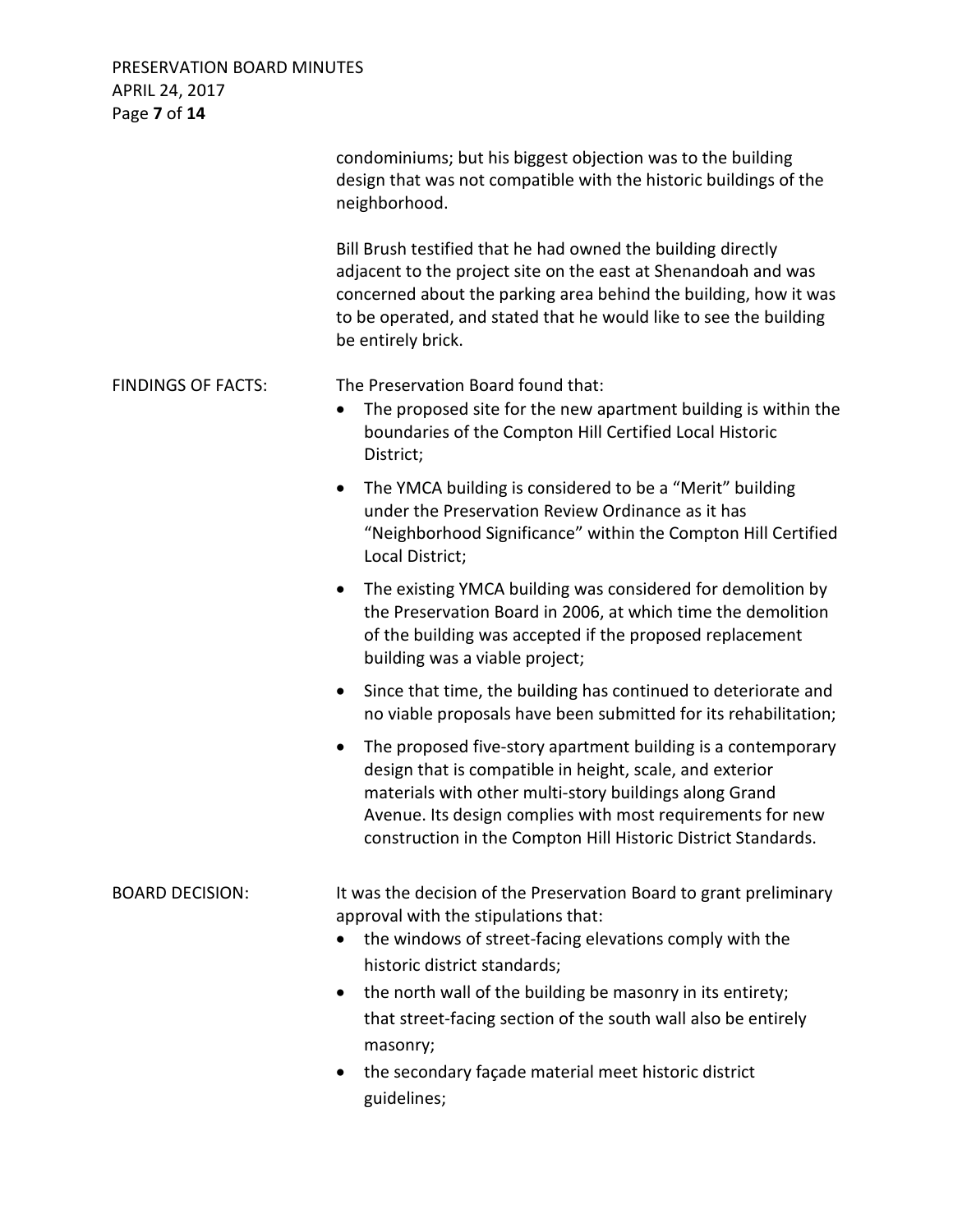condominiums; but his biggest objection was to the building design that was not compatible with the historic buildings of the neighborhood.

Bill Brush testified that he had owned the building directly adjacent to the project site on the east at Shenandoah and was concerned about the parking area behind the building, how it was to be operated, and stated that he would like to see the building be entirely brick.

FINDINGS OF FACTS: The Preservation Board found that:

- The proposed site for the new apartment building is within the boundaries of the Compton Hill Certified Local Historic District;
- The YMCA building is considered to be a "Merit" building under the Preservation Review Ordinance as it has "Neighborhood Significance" within the Compton Hill Certified Local District;
- The existing YMCA building was considered for demolition by the Preservation Board in 2006, at which time the demolition of the building was accepted if the proposed replacement building was a viable project;
- Since that time, the building has continued to deteriorate and no viable proposals have been submitted for its rehabilitation;
- The proposed five-story apartment building is a contemporary design that is compatible in height, scale, and exterior materials with other multi-story buildings along Grand Avenue. Its design complies with most requirements for new construction in the Compton Hill Historic District Standards.

BOARD DECISION: It was the decision of the Preservation Board to grant preliminary approval with the stipulations that:

- the windows of street-facing elevations comply with the historic district standards;
- the north wall of the building be masonry in its entirety; that street-facing section of the south wall also be entirely masonry;
- the secondary façade material meet historic district guidelines;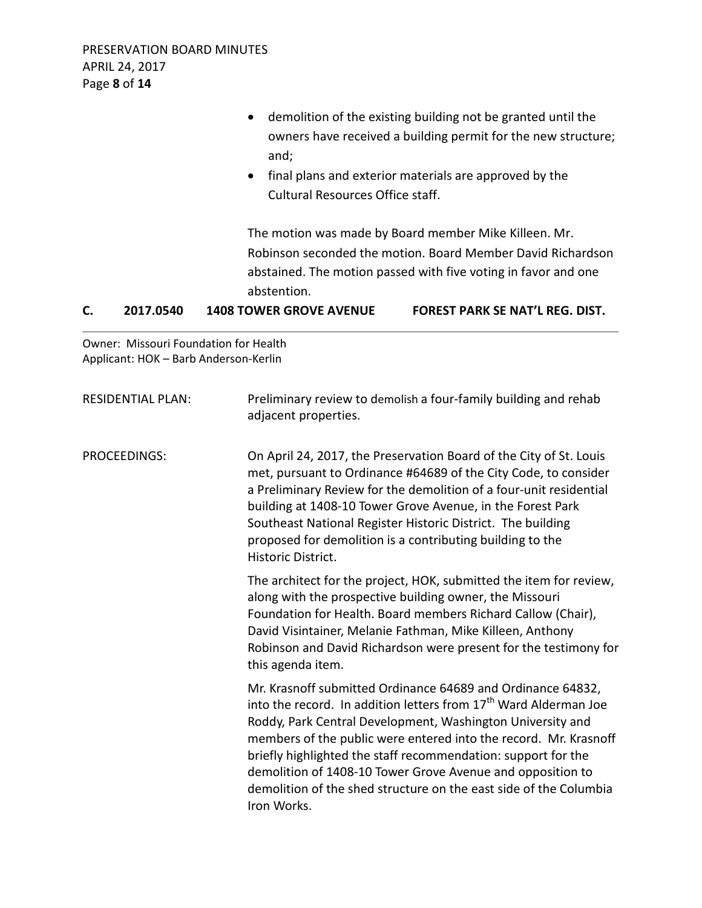- demolition of the existing building not be granted until the owners have received a building permit for the new structure; and;
- final plans and exterior materials are approved by the Cultural Resources Office staff.

The motion was made by Board member Mike Killeen. Mr. Robinson seconded the motion. Board Member David Richardson abstained. The motion passed with five voting in favor and one abstention.

## C. 2017.0540 1408 TOWER GROVE AVENUE FOREST PARK SE NAT'L REG. DIST.

Owner: Missouri Foundation for Health
Applicant: HOK – Barb Anderson-Kerlin

RESIDENTIAL PLAN: Preliminary review to demolish a four-family building and rehab adjacent properties.

PROCEEDINGS: On April 24, 2017, the Preservation Board of the City of St. Louis met, pursuant to Ordinance #64689 of the City Code, to consider a Preliminary Review for the demolition of a four-unit residential building at 1408-10 Tower Grove Avenue, in the Forest Park Southeast National Register Historic District. The building proposed for demolition is a contributing building to the Historic District.

The architect for the project, HOK, submitted the item for review, along with the prospective building owner, the Missouri Foundation for Health. Board members Richard Callow (Chair), David Visintainer, Melanie Fathman, Mike Killeen, Anthony Robinson and David Richardson were present for the testimony for this agenda item.

Mr. Krasnoff submitted Ordinance 64689 and Ordinance 64832, into the record. In addition letters from 17th Ward Alderman Joe Roddy, Park Central Development, Washington University and members of the public were entered into the record. Mr. Krasnoff briefly highlighted the staff recommendation: support for the demolition of 1408-10 Tower Grove Avenue and opposition to demolition of the shed structure on the east side of the Columbia Iron Works.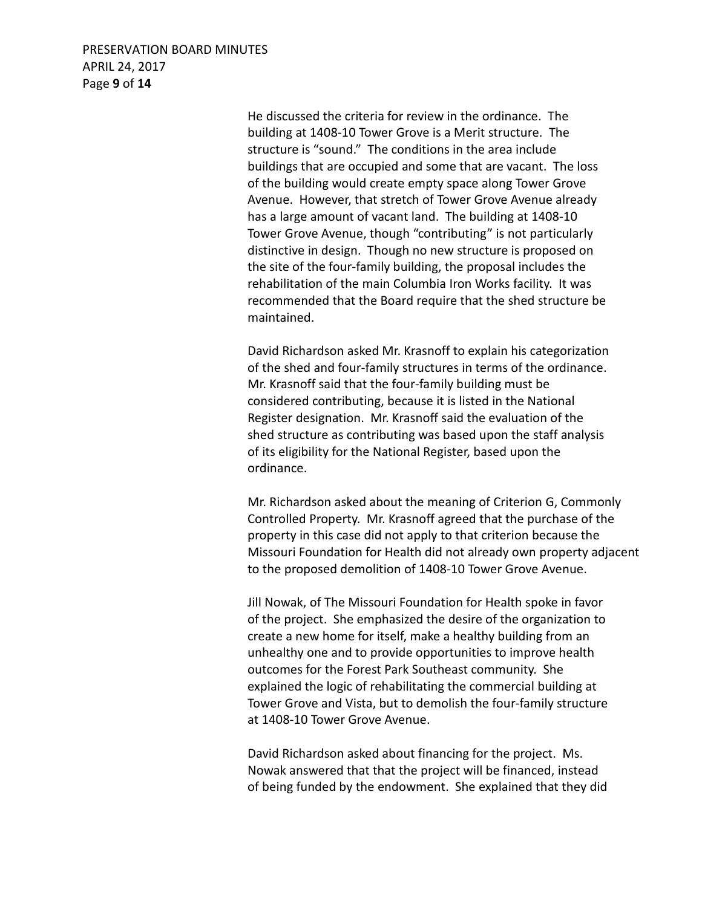He discussed the criteria for review in the ordinance. The building at 1408-10 Tower Grove is a Merit structure. The structure is "sound." The conditions in the area include buildings that are occupied and some that are vacant. The loss of the building would create empty space along Tower Grove Avenue. However, that stretch of Tower Grove Avenue already has a large amount of vacant land. The building at 1408-10 Tower Grove Avenue, though "contributing" is not particularly distinctive in design. Though no new structure is proposed on the site of the four-family building, the proposal includes the rehabilitation of the main Columbia Iron Works facility. It was recommended that the Board require that the shed structure be maintained.

David Richardson asked Mr. Krasnoff to explain his categorization of the shed and four-family structures in terms of the ordinance. Mr. Krasnoff said that the four-family building must be considered contributing, because it is listed in the National Register designation. Mr. Krasnoff said the evaluation of the shed structure as contributing was based upon the staff analysis of its eligibility for the National Register, based upon the ordinance.

Mr. Richardson asked about the meaning of Criterion G, Commonly Controlled Property. Mr. Krasnoff agreed that the purchase of the property in this case did not apply to that criterion because the Missouri Foundation for Health did not already own property adjacent to the proposed demolition of 1408-10 Tower Grove Avenue.

Jill Nowak, of The Missouri Foundation for Health spoke in favor of the project. She emphasized the desire of the organization to create a new home for itself, make a healthy building from an unhealthy one and to provide opportunities to improve health outcomes for the Forest Park Southeast community. She explained the logic of rehabilitating the commercial building at Tower Grove and Vista, but to demolish the four-family structure at 1408-10 Tower Grove Avenue.

David Richardson asked about financing for the project. Ms. Nowak answered that that the project will be financed, instead of being funded by the endowment. She explained that they did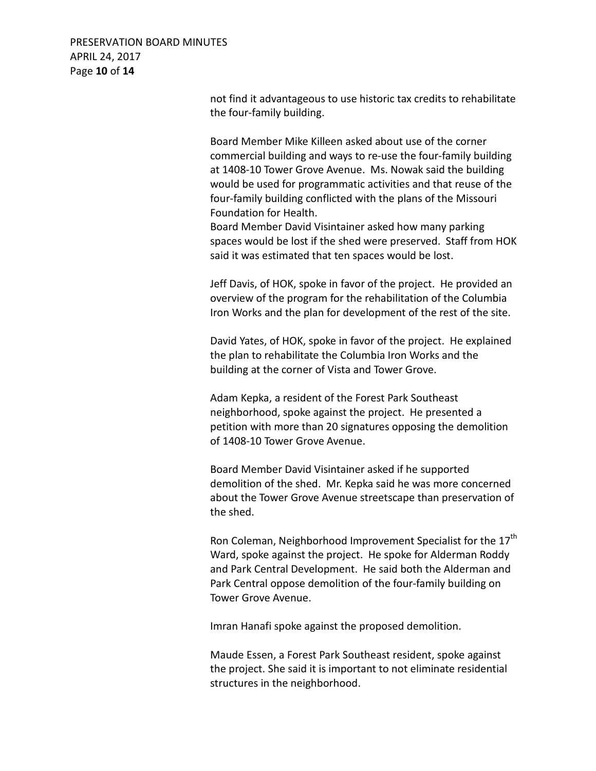not find it advantageous to use historic tax credits to rehabilitate the four-family building.

Board Member Mike Killeen asked about use of the corner commercial building and ways to re-use the four-family building at 1408-10 Tower Grove Avenue. Ms. Nowak said the building would be used for programmatic activities and that reuse of the four-family building conflicted with the plans of the Missouri Foundation for Health.
Board Member David Visintainer asked how many parking spaces would be lost if the shed were preserved. Staff from HOK said it was estimated that ten spaces would be lost.

Jeff Davis, of HOK, spoke in favor of the project. He provided an overview of the program for the rehabilitation of the Columbia Iron Works and the plan for development of the rest of the site.

David Yates, of HOK, spoke in favor of the project. He explained the plan to rehabilitate the Columbia Iron Works and the building at the corner of Vista and Tower Grove.

Adam Kepka, a resident of the Forest Park Southeast neighborhood, spoke against the project. He presented a petition with more than 20 signatures opposing the demolition of 1408-10 Tower Grove Avenue.

Board Member David Visintainer asked if he supported demolition of the shed. Mr. Kepka said he was more concerned about the Tower Grove Avenue streetscape than preservation of the shed.

Ron Coleman, Neighborhood Improvement Specialist for the 17th Ward, spoke against the project. He spoke for Alderman Roddy and Park Central Development. He said both the Alderman and Park Central oppose demolition of the four-family building on Tower Grove Avenue.

Imran Hanafi spoke against the proposed demolition.

Maude Essen, a Forest Park Southeast resident, spoke against the project. She said it is important to not eliminate residential structures in the neighborhood.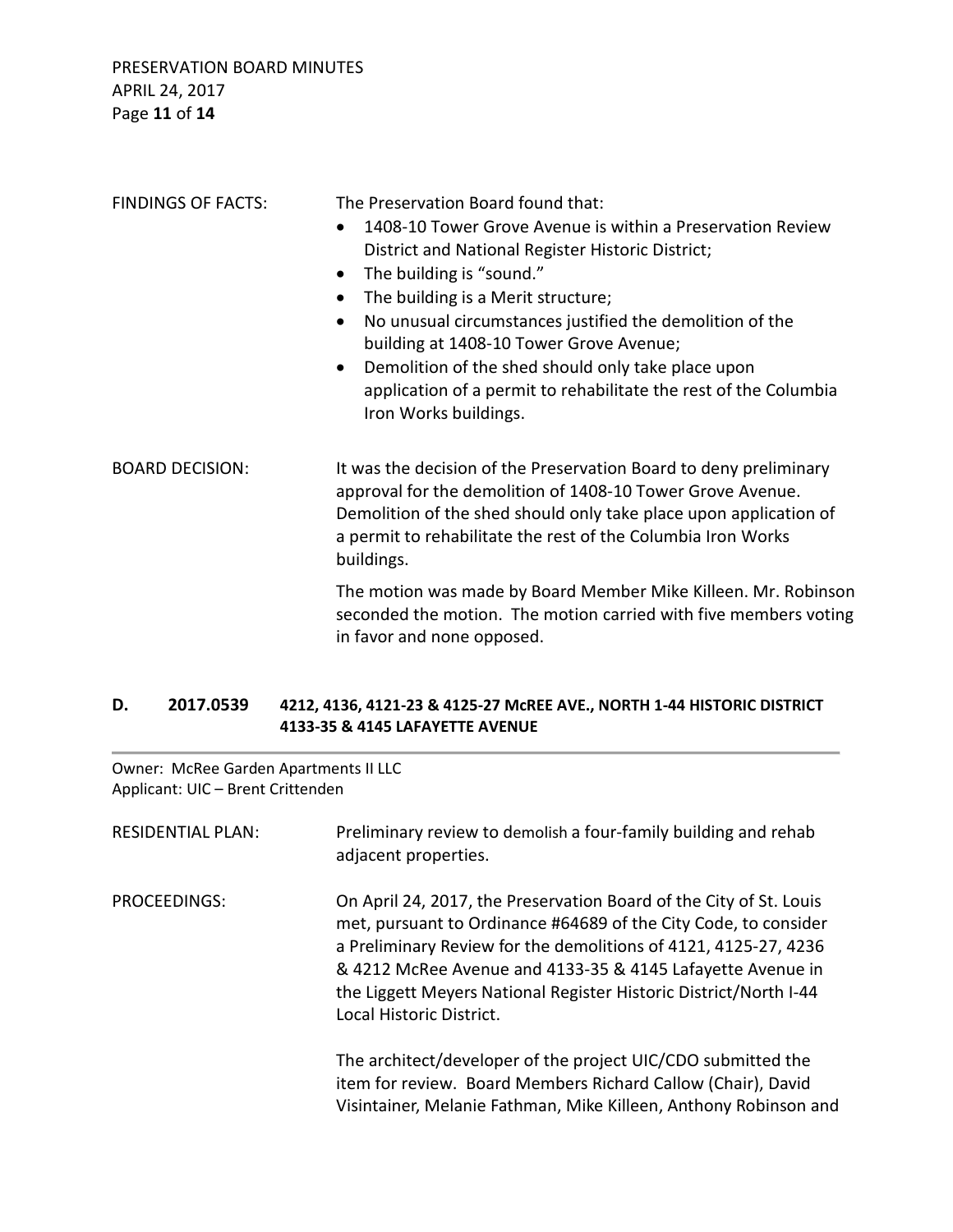FINDINGS OF FACTS: The Preservation Board found that:

- 1408-10 Tower Grove Avenue is within a Preservation Review District and National Register Historic District;
- The building is "sound."
- The building is a Merit structure;
- No unusual circumstances justified the demolition of the building at 1408-10 Tower Grove Avenue;
- Demolition of the shed should only take place upon application of a permit to rehabilitate the rest of the Columbia Iron Works buildings.

BOARD DECISION: It was the decision of the Preservation Board to deny preliminary approval for the demolition of 1408-10 Tower Grove Avenue. Demolition of the shed should only take place upon application of a permit to rehabilitate the rest of the Columbia Iron Works buildings.

The motion was made by Board Member Mike Killeen. Mr. Robinson seconded the motion. The motion carried with five members voting in favor and none opposed.

## D. 2017.0539 4212, 4136, 4121-23 & 4125-27 McREE AVE., NORTH 1-44 HISTORIC DISTRICT 4133-35 & 4145 LAFAYETTE AVENUE

Owner: McRee Garden Apartments II LLC
Applicant: UIC – Brent Crittenden

RESIDENTIAL PLAN: Preliminary review to demolish a four-family building and rehab adjacent properties.

PROCEEDINGS: On April 24, 2017, the Preservation Board of the City of St. Louis met, pursuant to Ordinance #64689 of the City Code, to consider a Preliminary Review for the demolitions of 4121, 4125-27, 4236 & 4212 McRee Avenue and 4133-35 & 4145 Lafayette Avenue in the Liggett Meyers National Register Historic District/North I-44 Local Historic District.

The architect/developer of the project UIC/CDO submitted the item for review. Board Members Richard Callow (Chair), David Visintainer, Melanie Fathman, Mike Killeen, Anthony Robinson and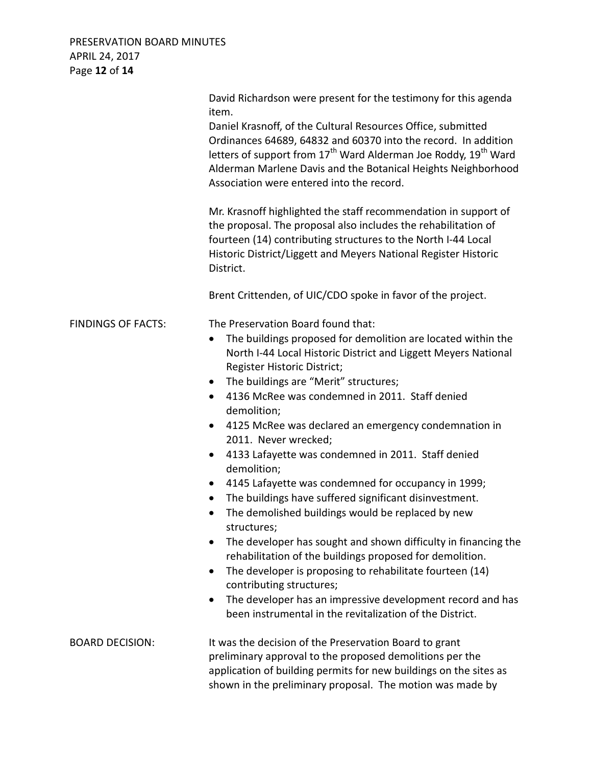David Richardson were present for the testimony for this agenda item.

Daniel Krasnoff, of the Cultural Resources Office, submitted Ordinances 64689, 64832 and 60370 into the record. In addition letters of support from 17th Ward Alderman Joe Roddy, 19th Ward Alderman Marlene Davis and the Botanical Heights Neighborhood Association were entered into the record.

Mr. Krasnoff highlighted the staff recommendation in support of the proposal. The proposal also includes the rehabilitation of fourteen (14) contributing structures to the North I-44 Local Historic District/Liggett and Meyers National Register Historic District.

Brent Crittenden, of UIC/CDO spoke in favor of the project.

FINDINGS OF FACTS: The Preservation Board found that:

- The buildings proposed for demolition are located within the North I-44 Local Historic District and Liggett Meyers National Register Historic District;
- The buildings are "Merit" structures;
- 4136 McRee was condemned in 2011. Staff denied demolition;
- 4125 McRee was declared an emergency condemnation in 2011. Never wrecked;
- 4133 Lafayette was condemned in 2011. Staff denied demolition;
- 4145 Lafayette was condemned for occupancy in 1999;
- The buildings have suffered significant disinvestment.
- The demolished buildings would be replaced by new structures;
- The developer has sought and shown difficulty in financing the rehabilitation of the buildings proposed for demolition.
- The developer is proposing to rehabilitate fourteen (14) contributing structures;
- The developer has an impressive development record and has been instrumental in the revitalization of the District.

BOARD DECISION: It was the decision of the Preservation Board to grant preliminary approval to the proposed demolitions per the application of building permits for new buildings on the sites as shown in the preliminary proposal. The motion was made by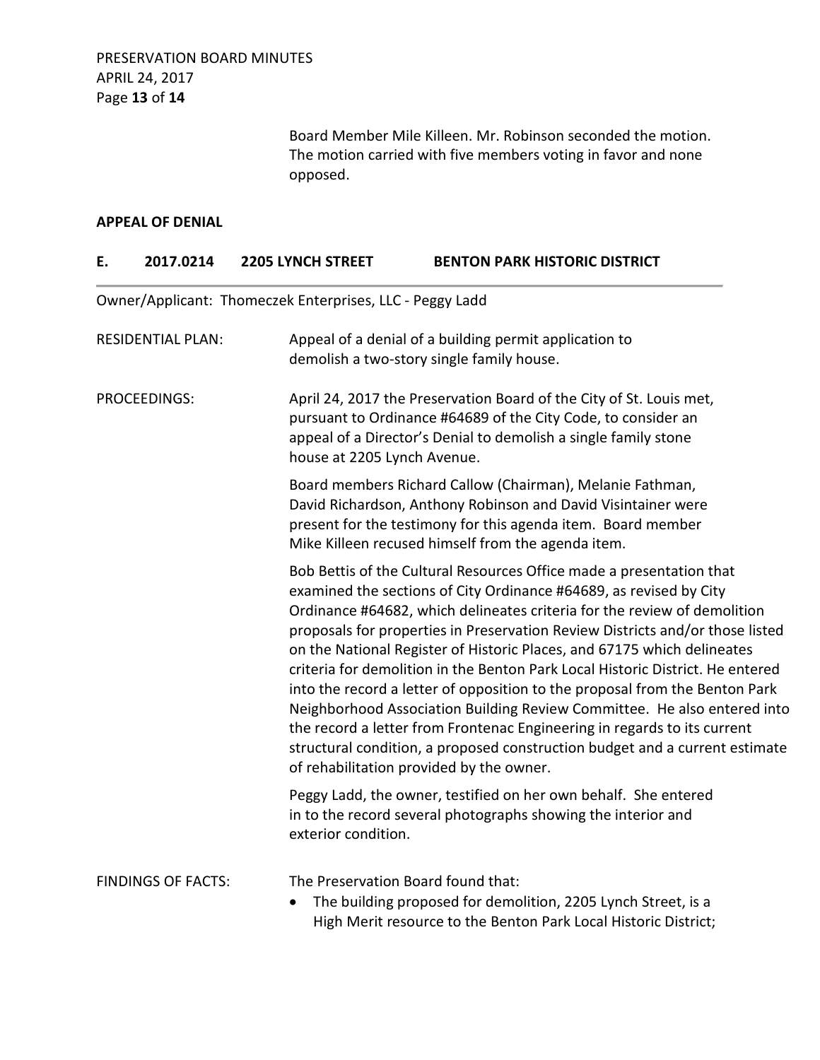Board Member Mile Killeen. Mr. Robinson seconded the motion. The motion carried with five members voting in favor and none opposed.

**APPEAL OF DENIAL**

## E. 2017.0214 2205 LYNCH STREET BENTON PARK HISTORIC DISTRICT

Owner/Applicant: Thomeczek Enterprises, LLC - Peggy Ladd

RESIDENTIAL PLAN: Appeal of a denial of a building permit application to demolish a two-story single family house.

PROCEEDINGS: April 24, 2017 the Preservation Board of the City of St. Louis met, pursuant to Ordinance #64689 of the City Code, to consider an appeal of a Director's Denial to demolish a single family stone house at 2205 Lynch Avenue.

Board members Richard Callow (Chairman), Melanie Fathman, David Richardson, Anthony Robinson and David Visintainer were present for the testimony for this agenda item. Board member Mike Killeen recused himself from the agenda item.

Bob Bettis of the Cultural Resources Office made a presentation that examined the sections of City Ordinance #64689, as revised by City Ordinance #64682, which delineates criteria for the review of demolition proposals for properties in Preservation Review Districts and/or those listed on the National Register of Historic Places, and 67175 which delineates criteria for demolition in the Benton Park Local Historic District. He entered into the record a letter of opposition to the proposal from the Benton Park Neighborhood Association Building Review Committee. He also entered into the record a letter from Frontenac Engineering in regards to its current structural condition, a proposed construction budget and a current estimate of rehabilitation provided by the owner.

Peggy Ladd, the owner, testified on her own behalf. She entered in to the record several photographs showing the interior and exterior condition.

FINDINGS OF FACTS: The Preservation Board found that:

- The building proposed for demolition, 2205 Lynch Street, is a High Merit resource to the Benton Park Local Historic District;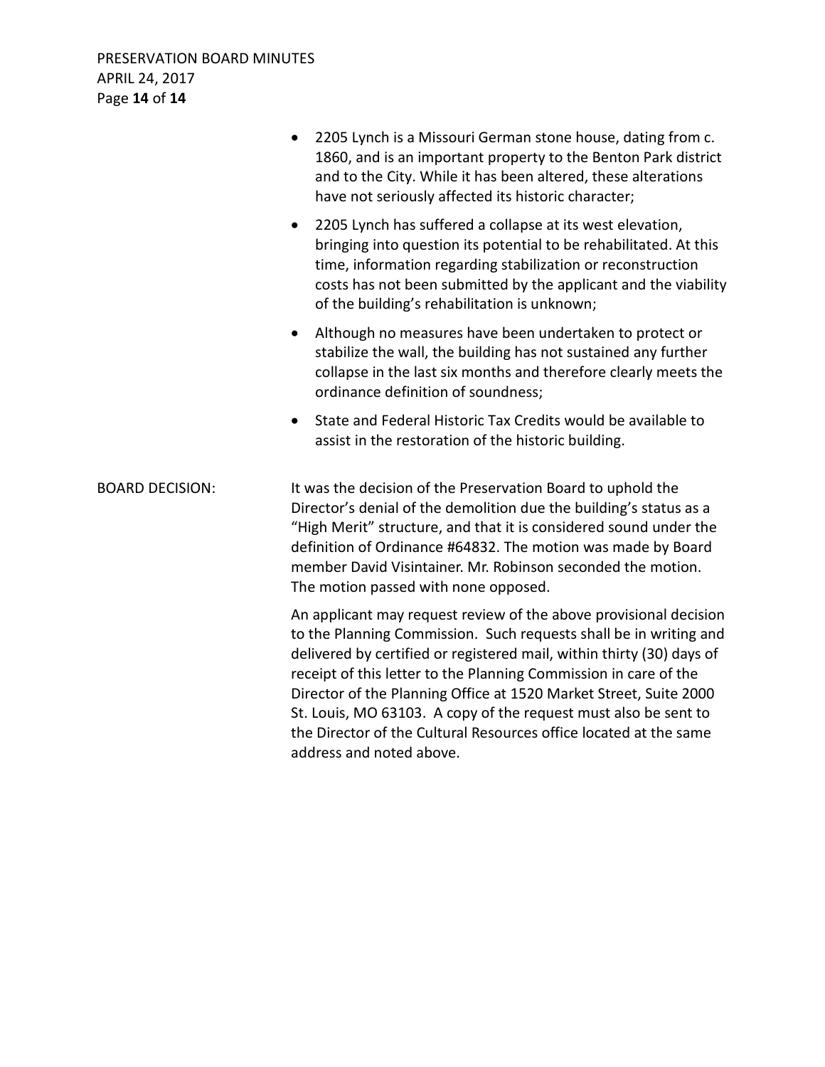- 2205 Lynch is a Missouri German stone house, dating from c. 1860, and is an important property to the Benton Park district and to the City. While it has been altered, these alterations have not seriously affected its historic character;
- 2205 Lynch has suffered a collapse at its west elevation, bringing into question its potential to be rehabilitated. At this time, information regarding stabilization or reconstruction costs has not been submitted by the applicant and the viability of the building's rehabilitation is unknown;
- Although no measures have been undertaken to protect or stabilize the wall, the building has not sustained any further collapse in the last six months and therefore clearly meets the ordinance definition of soundness;
- State and Federal Historic Tax Credits would be available to assist in the restoration of the historic building.

BOARD DECISION: It was the decision of the Preservation Board to uphold the Director's denial of the demolition due the building's status as a "High Merit" structure, and that it is considered sound under the definition of Ordinance #64832. The motion was made by Board member David Visintainer. Mr. Robinson seconded the motion. The motion passed with none opposed.

An applicant may request review of the above provisional decision to the Planning Commission. Such requests shall be in writing and delivered by certified or registered mail, within thirty (30) days of receipt of this letter to the Planning Commission in care of the Director of the Planning Office at 1520 Market Street, Suite 2000 St. Louis, MO 63103. A copy of the request must also be sent to the Director of the Cultural Resources office located at the same address and noted above.